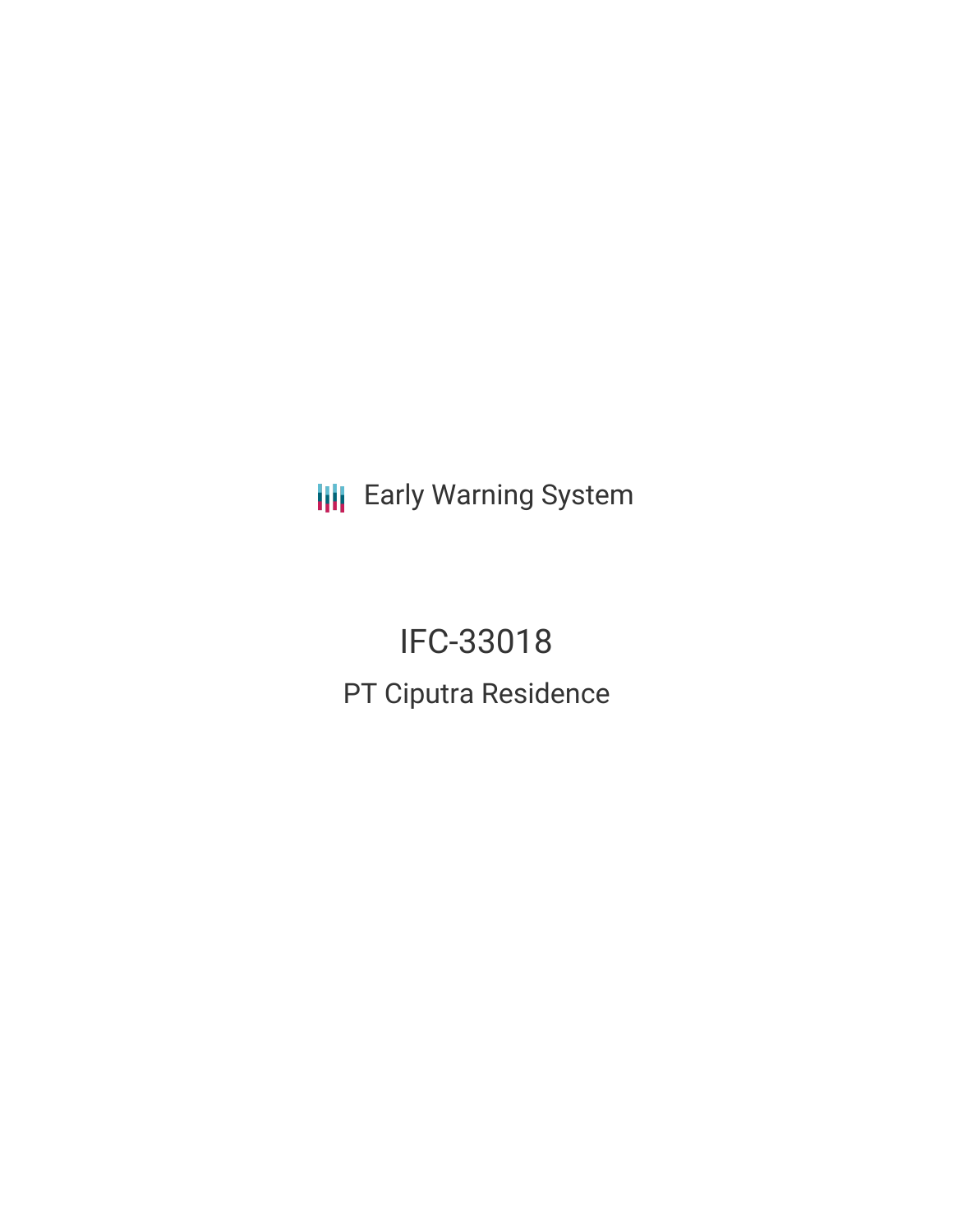Early Warning System

# IFC-33018

## PT Ciputra Residence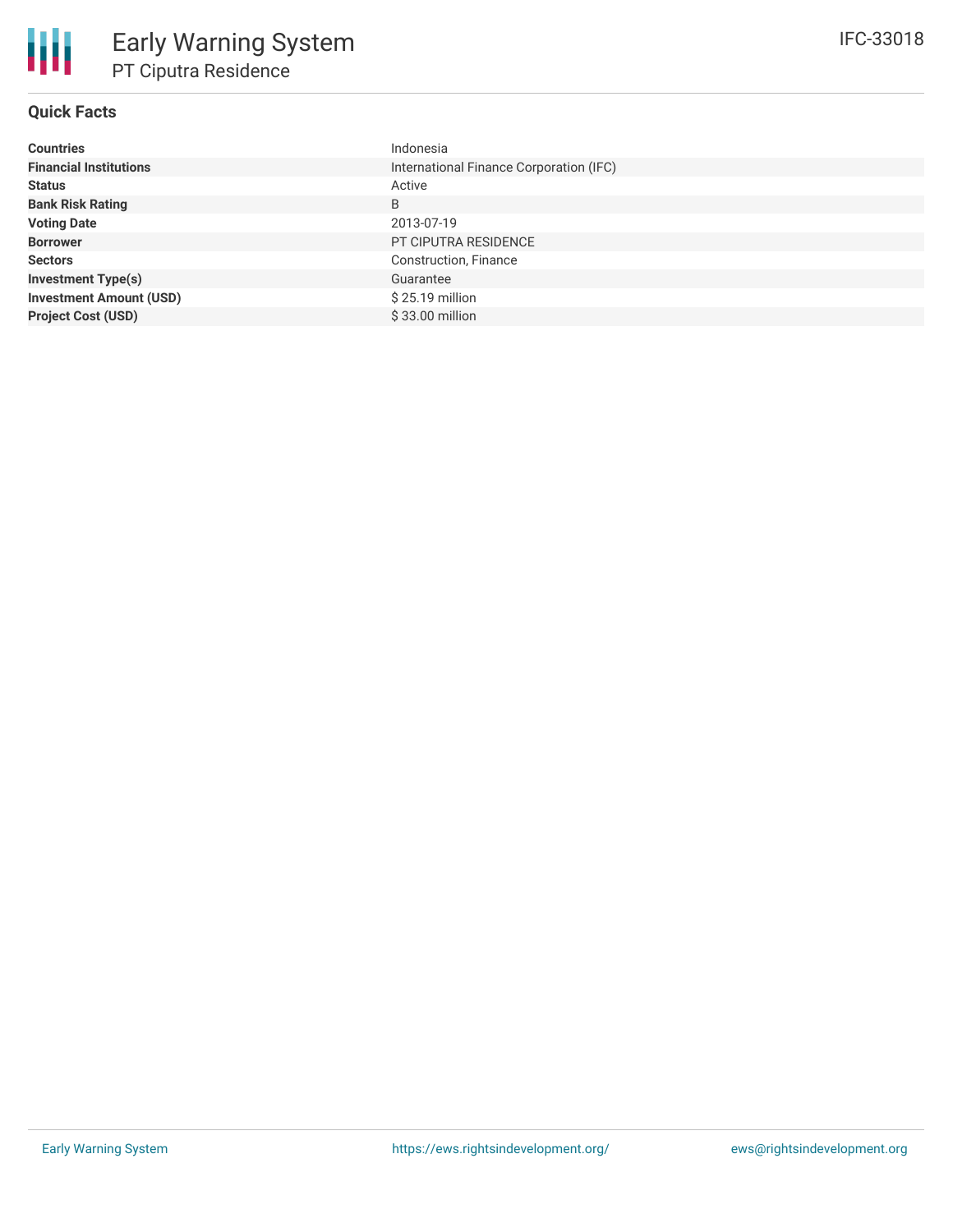# Early Warning System

## PT Ciputra Residence

IFC-33018

### Quick Facts

| | |
|---|---|
| **Countries** | Indonesia |
| **Financial Institutions** | International Finance Corporation (IFC) |
| **Status** | Active |
| **Bank Risk Rating** | B |
| **Voting Date** | 2013-07-19 |
| **Borrower** | PT CIPUTRA RESIDENCE |
| **Sectors** | Construction, Finance |
| **Investment Type(s)** | Guarantee |
| **Investment Amount (USD)** | $ 25.19 million |
| **Project Cost (USD)** | $ 33.00 million |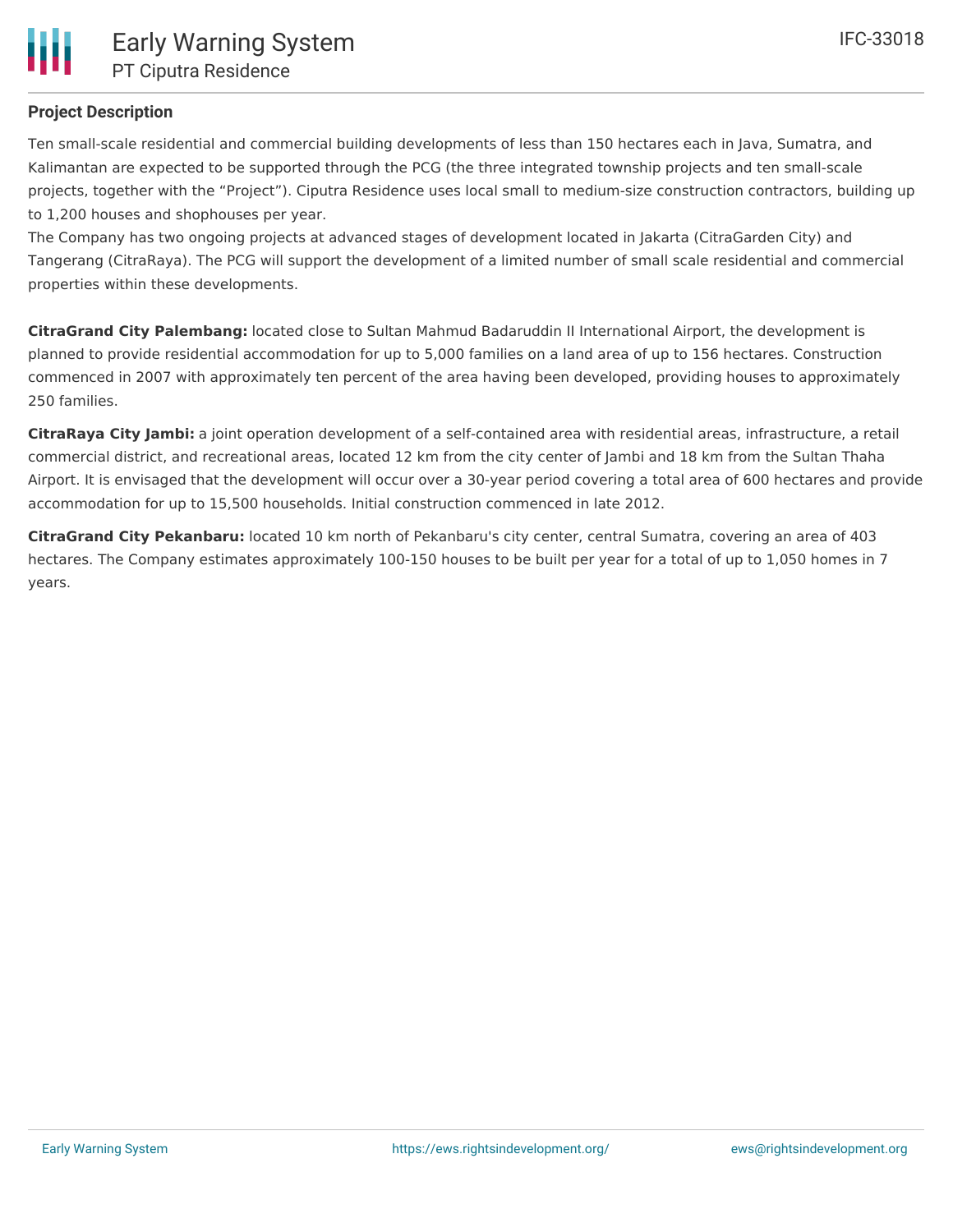## Project Description

Ten small-scale residential and commercial building developments of less than 150 hectares each in Java, Sumatra, and Kalimantan are expected to be supported through the PCG (the three integrated township projects and ten small-scale projects, together with the "Project"). Ciputra Residence uses local small to medium-size construction contractors, building up to 1,200 houses and shophouses per year.
The Company has two ongoing projects at advanced stages of development located in Jakarta (CitraGarden City) and Tangerang (CitraRaya). The PCG will support the development of a limited number of small scale residential and commercial properties within these developments.

**CitraGrand City Palembang:** located close to Sultan Mahmud Badaruddin II International Airport, the development is planned to provide residential accommodation for up to 5,000 families on a land area of up to 156 hectares. Construction commenced in 2007 with approximately ten percent of the area having been developed, providing houses to approximately 250 families.

**CitraRaya City Jambi:** a joint operation development of a self-contained area with residential areas, infrastructure, a retail commercial district, and recreational areas, located 12 km from the city center of Jambi and 18 km from the Sultan Thaha Airport. It is envisaged that the development will occur over a 30-year period covering a total area of 600 hectares and provide accommodation for up to 15,500 households. Initial construction commenced in late 2012.

**CitraGrand City Pekanbaru:** located 10 km north of Pekanbaru's city center, central Sumatra, covering an area of 403 hectares. The Company estimates approximately 100-150 houses to be built per year for a total of up to 1,050 homes in 7 years.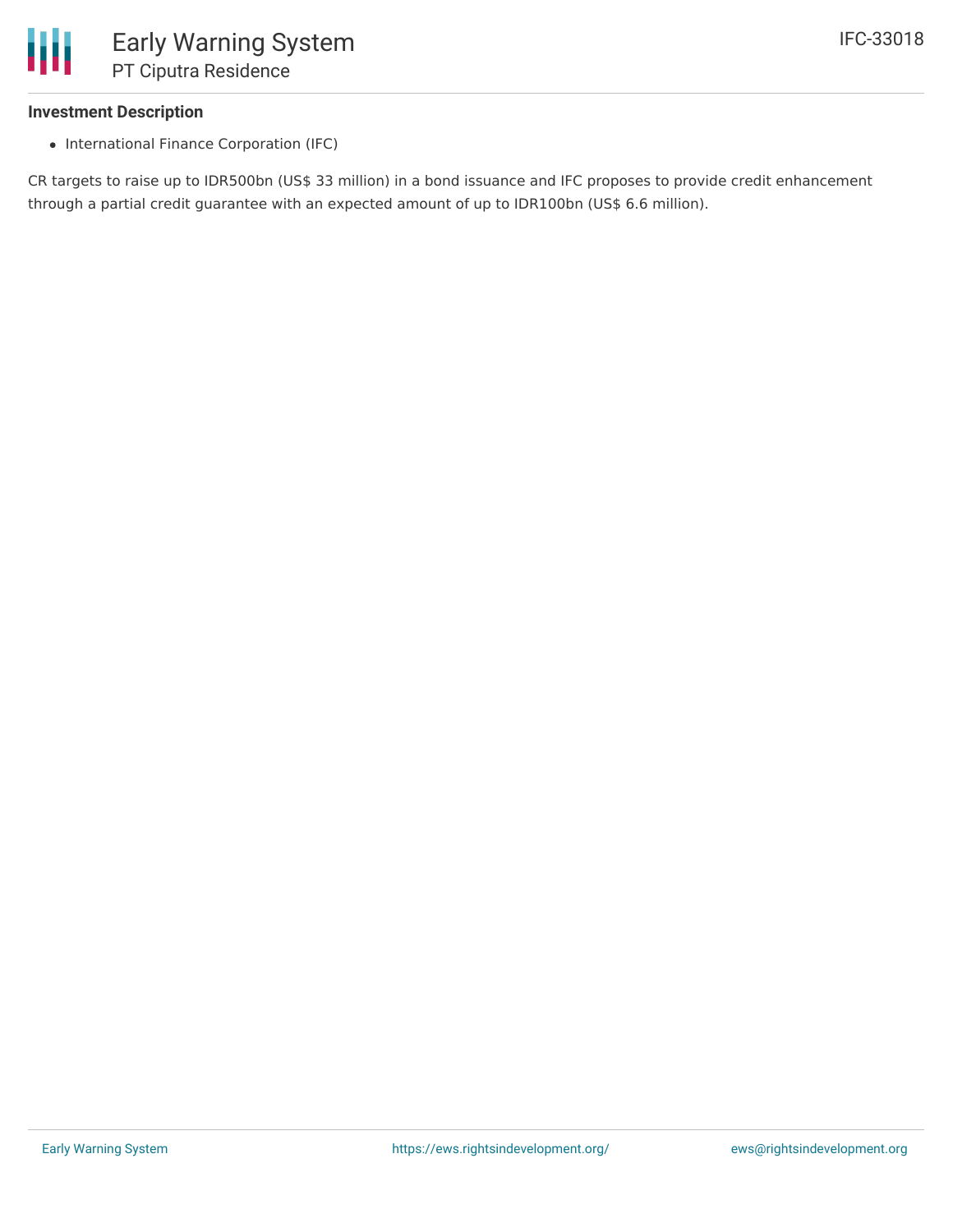### Investment Description

- International Finance Corporation (IFC)

CR targets to raise up to IDR500bn (US$ 33 million) in a bond issuance and IFC proposes to provide credit enhancement through a partial credit guarantee with an expected amount of up to IDR100bn (US$ 6.6 million).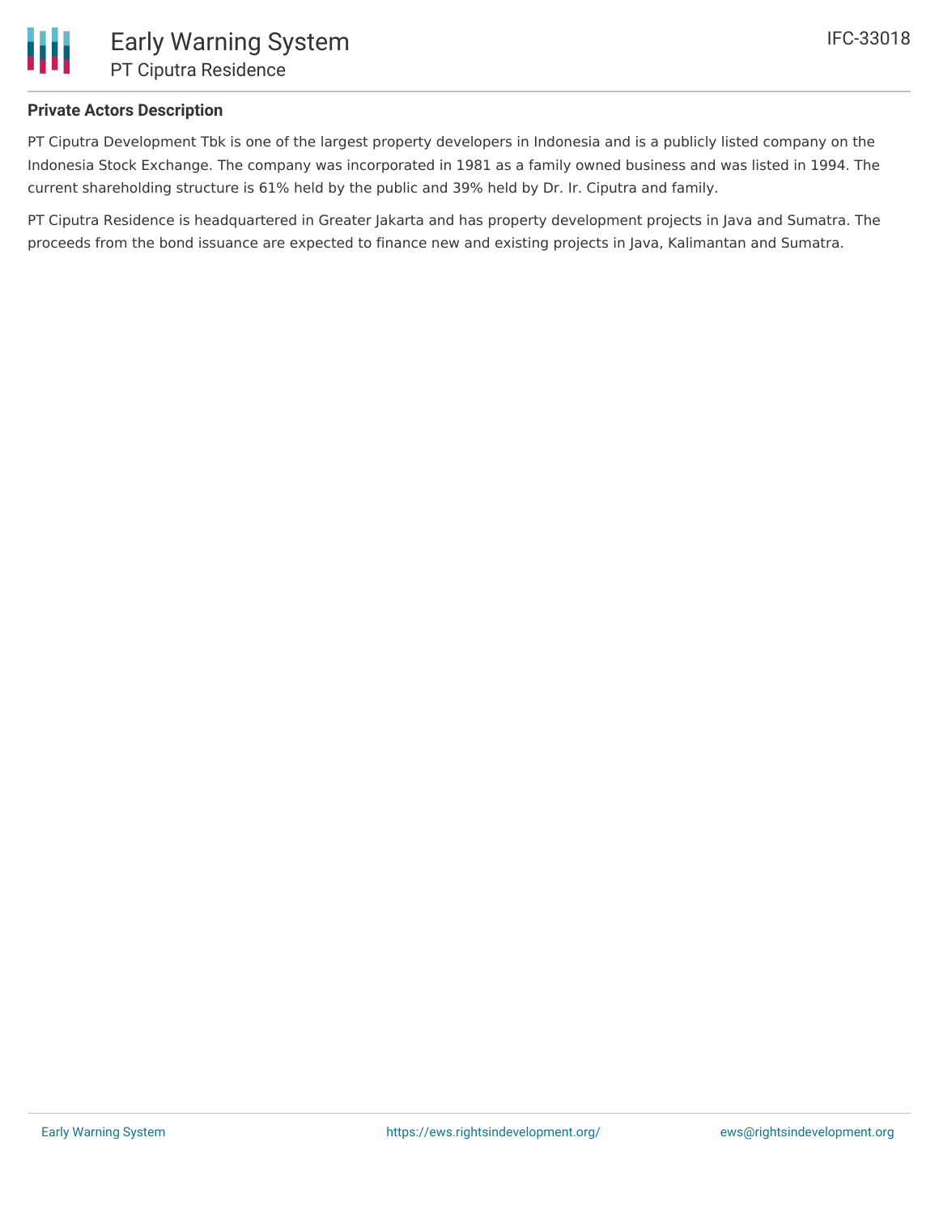## Private Actors Description

PT Ciputra Development Tbk is one of the largest property developers in Indonesia and is a publicly listed company on the Indonesia Stock Exchange. The company was incorporated in 1981 as a family owned business and was listed in 1994. The current shareholding structure is 61% held by the public and 39% held by Dr. Ir. Ciputra and family.

PT Ciputra Residence is headquartered in Greater Jakarta and has property development projects in Java and Sumatra. The proceeds from the bond issuance are expected to finance new and existing projects in Java, Kalimantan and Sumatra.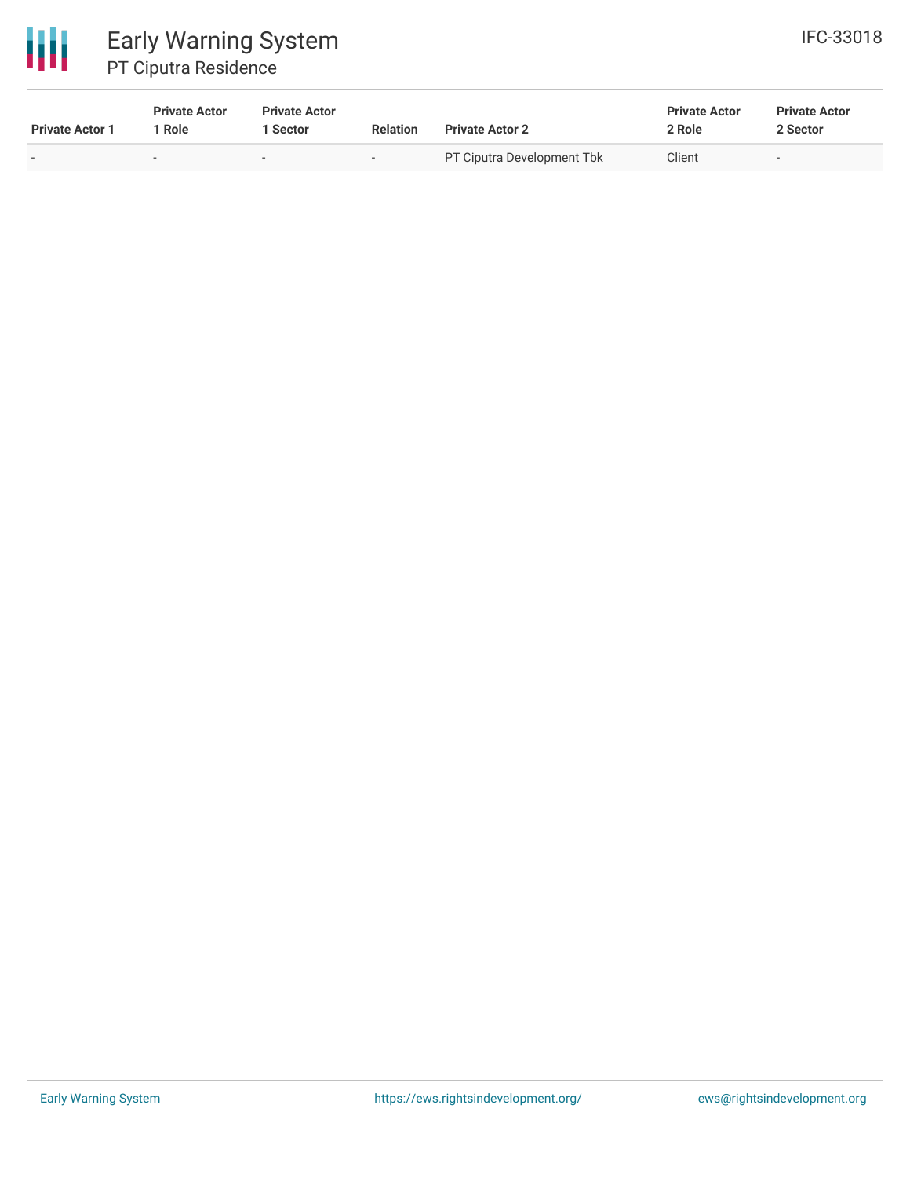| Private Actor 1 | Private Actor 1 Role | Private Actor 1 Sector | Relation | Private Actor 2 | Private Actor 2 Role | Private Actor 2 Sector |
|---|---|---|---|---|---|---|
| - | - | - | - | PT Ciputra Development Tbk | Client | - |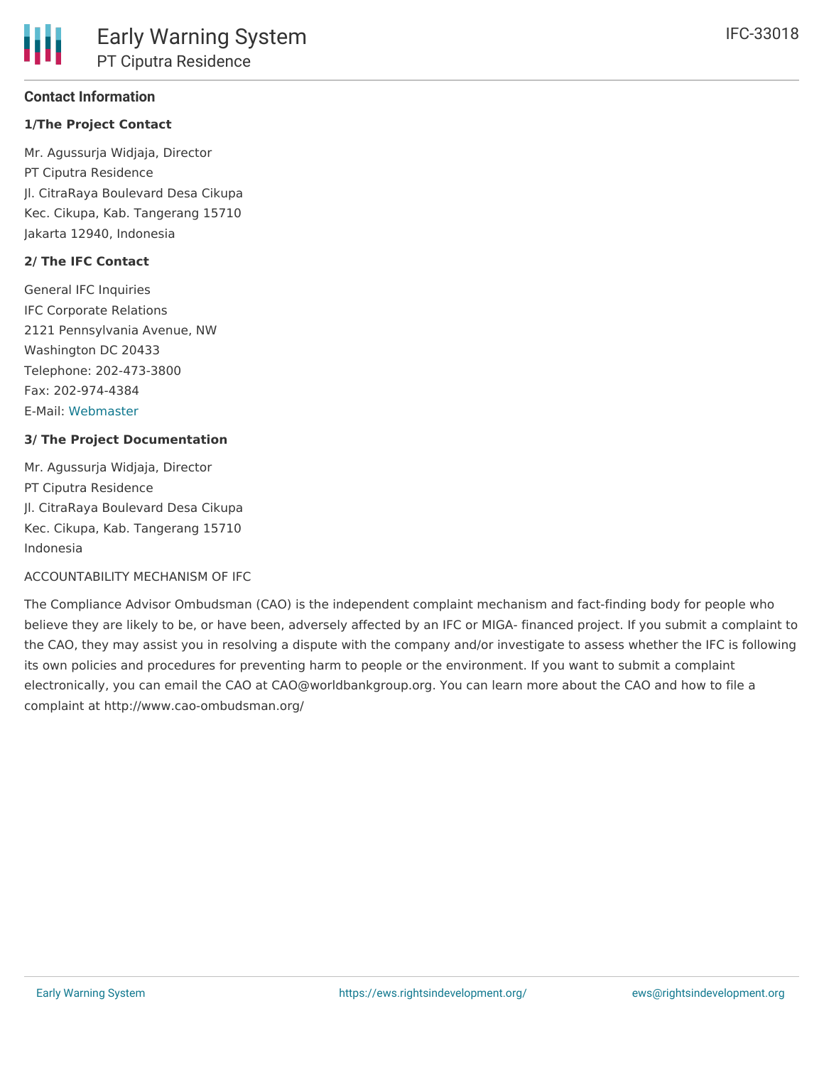## Contact Information

**1/The Project Contact**

Mr. Agussurja Widjaja, Director
PT Ciputra Residence
Jl. CitraRaya Boulevard Desa Cikupa
Kec. Cikupa, Kab. Tangerang 15710
Jakarta 12940, Indonesia

**2/ The IFC Contact**

General IFC Inquiries
IFC Corporate Relations
2121 Pennsylvania Avenue, NW
Washington DC 20433
Telephone: 202-473-3800
Fax: 202-974-4384
E-Mail: Webmaster

**3/ The Project Documentation**

Mr. Agussurja Widjaja, Director
PT Ciputra Residence
Jl. CitraRaya Boulevard Desa Cikupa
Kec. Cikupa, Kab. Tangerang 15710
Indonesia

ACCOUNTABILITY MECHANISM OF IFC

The Compliance Advisor Ombudsman (CAO) is the independent complaint mechanism and fact-finding body for people who believe they are likely to be, or have been, adversely affected by an IFC or MIGA- financed project. If you submit a complaint to the CAO, they may assist you in resolving a dispute with the company and/or investigate to assess whether the IFC is following its own policies and procedures for preventing harm to people or the environment. If you want to submit a complaint electronically, you can email the CAO at CAO@worldbankgroup.org. You can learn more about the CAO and how to file a complaint at http://www.cao-ombudsman.org/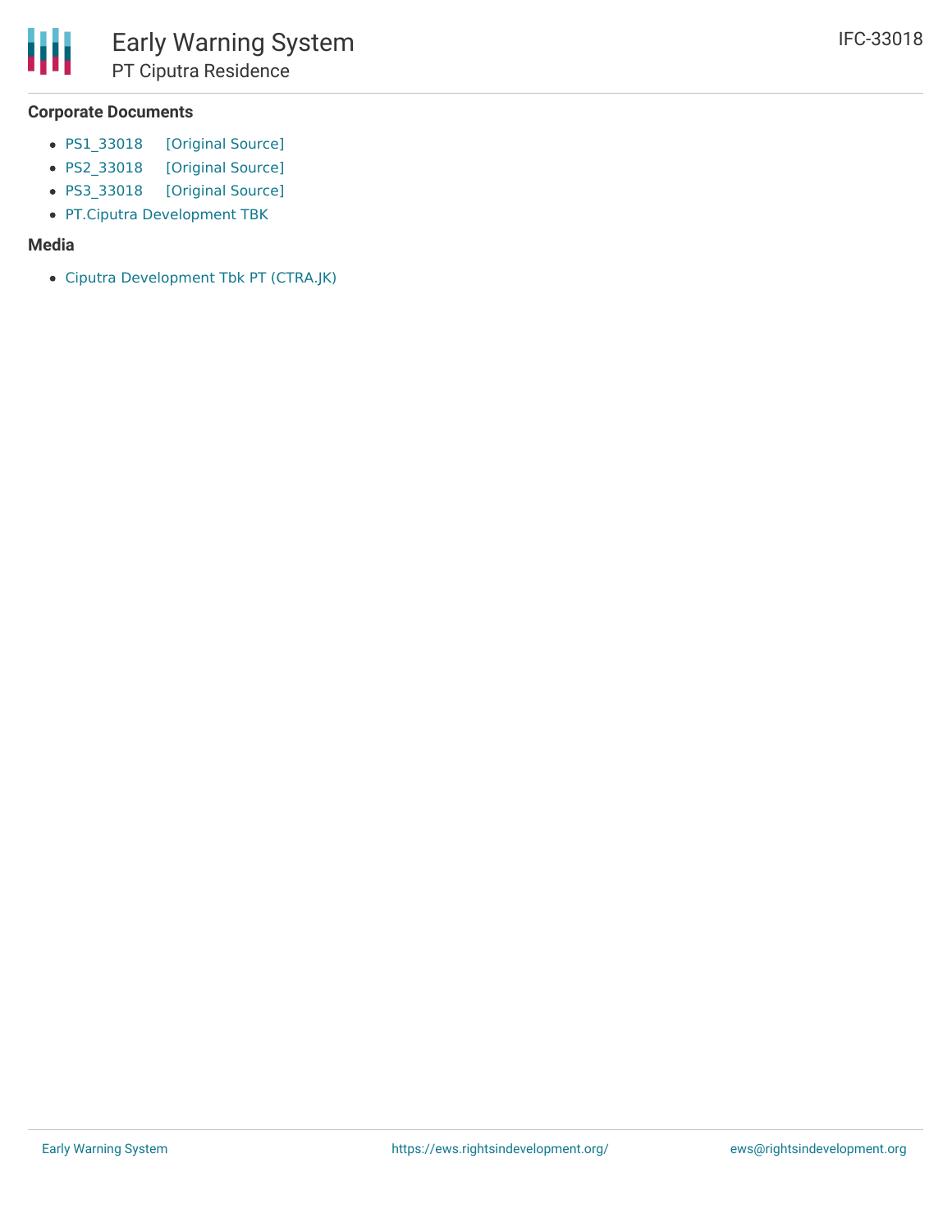### Corporate Documents

- PS1_33018 [Original Source]
- PS2_33018 [Original Source]
- PS3_33018 [Original Source]
- PT.Ciputra Development TBK

### Media

- Ciputra Development Tbk PT (CTRA.JK)